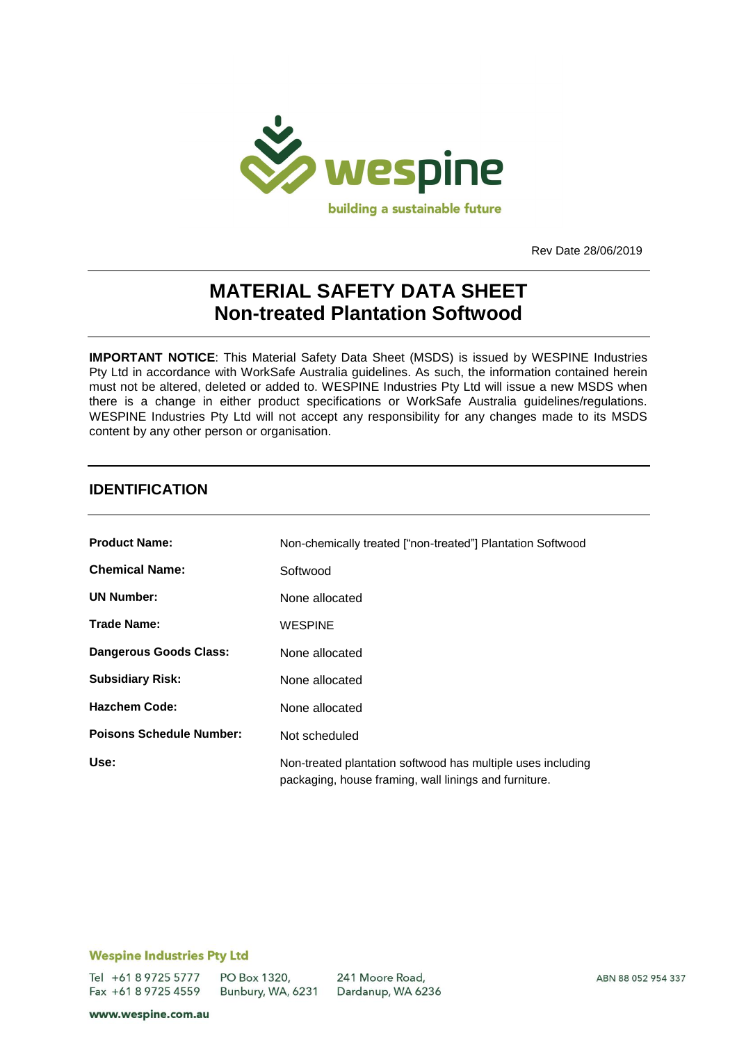Rev Date 28/06/2019

# MATERIAL SAFETY DATA SHEET
# Non-treated Plantation Softwood

**IMPORTANT NOTICE**: This Material Safety Data Sheet (MSDS) is issued by WESPINE Industries Pty Ltd in accordance with WorkSafe Australia guidelines. As such, the information contained herein must not be altered, deleted or added to. WESPINE Industries Pty Ltd will issue a new MSDS when there is a change in either product specifications or WorkSafe Australia guidelines/regulations. WESPINE Industries Pty Ltd will not accept any responsibility for any changes made to its MSDS content by any other person or organisation.

## IDENTIFICATION

| | |
|---|---|
| **Product Name:** | Non-chemically treated ["non-treated"] Plantation Softwood |
| **Chemical Name:** | Softwood |
| **UN Number:** | None allocated |
| **Trade Name:** | WESPINE |
| **Dangerous Goods Class:** | None allocated |
| **Subsidiary Risk:** | None allocated |
| **Hazchem Code:** | None allocated |
| **Poisons Schedule Number:** | Not scheduled |
| **Use:** | Non-treated plantation softwood has multiple uses including packaging, house framing, wall linings and furniture. |

**Wespine Industries Pty Ltd**

Tel +61 8 9725 5777
Fax +61 8 9725 4559

PO Box 1320,
Bunbury, WA, 6231

241 Moore Road,
Dardanup, WA 6236

ABN 88 052 954 337

www.wespine.com.au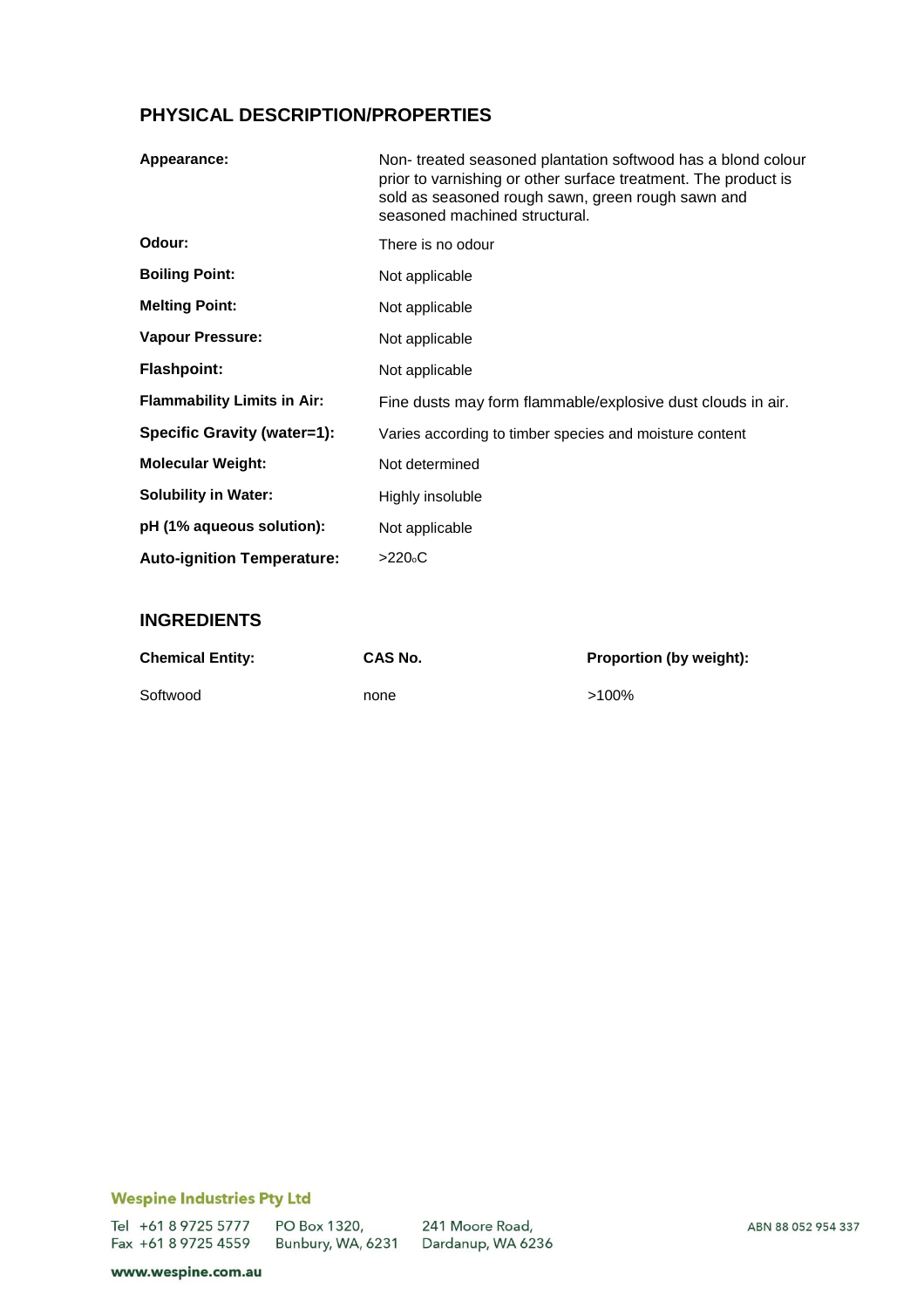## PHYSICAL DESCRIPTION/PROPERTIES

| | |
|---|---|
| **Appearance:** | Non- treated seasoned plantation softwood has a blond colour prior to varnishing or other surface treatment. The product is sold as seasoned rough sawn, green rough sawn and seasoned machined structural. |
| **Odour:** | There is no odour |
| **Boiling Point:** | Not applicable |
| **Melting Point:** | Not applicable |
| **Vapour Pressure:** | Not applicable |
| **Flashpoint:** | Not applicable |
| **Flammability Limits in Air:** | Fine dusts may form flammable/explosive dust clouds in air. |
| **Specific Gravity (water=1):** | Varies according to timber species and moisture content |
| **Molecular Weight:** | Not determined |
| **Solubility in Water:** | Highly insoluble |
| **pH (1% aqueous solution):** | Not applicable |
| **Auto-ignition Temperature:** | >220°C |

## INGREDIENTS

| Chemical Entity: | CAS No. | Proportion (by weight): |
|---|---|---|
| Softwood | none | >100% |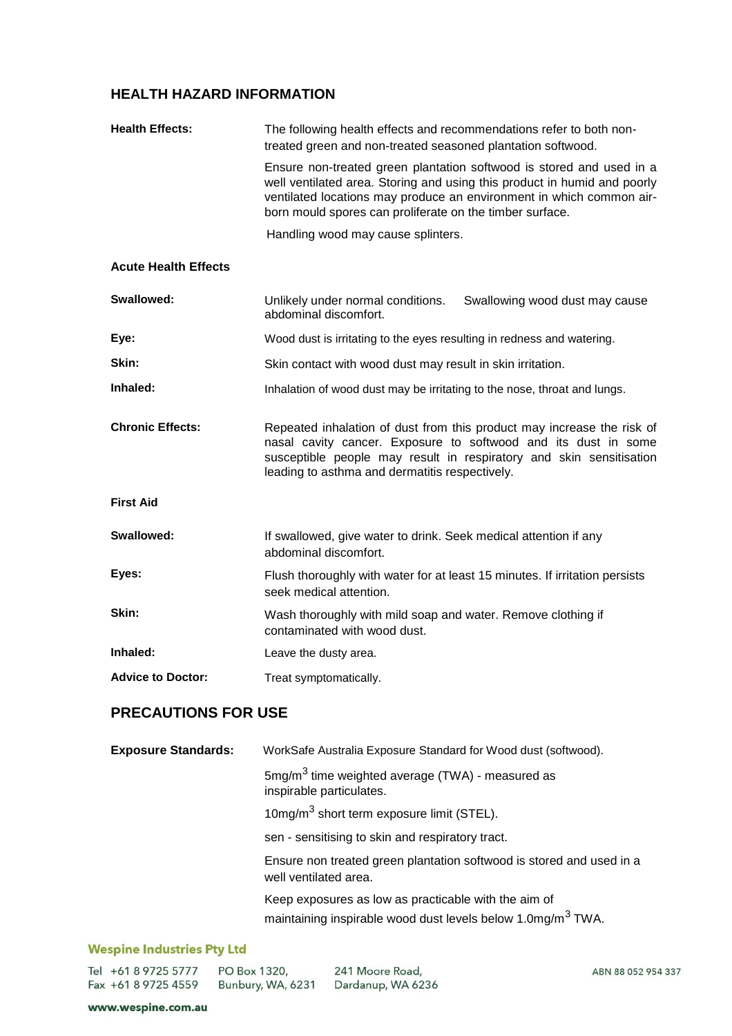## HEALTH HAZARD INFORMATION

| | |
|---|---|
| **Health Effects:** | The following health effects and recommendations refer to both non-treated green and non-treated seasoned plantation softwood.<br><br>Ensure non-treated green plantation softwood is stored and used in a well ventilated area. Storing and using this product in humid and poorly ventilated locations may produce an environment in which common air-born mould spores can proliferate on the timber surface.<br><br>Handling wood may cause splinters. |

### Acute Health Effects

| | |
|---|---|
| **Swallowed:** | Unlikely under normal conditions. Swallowing wood dust may cause abdominal discomfort. |
| **Eye:** | Wood dust is irritating to the eyes resulting in redness and watering. |
| **Skin:** | Skin contact with wood dust may result in skin irritation. |
| **Inhaled:** | Inhalation of wood dust may be irritating to the nose, throat and lungs. |
| **Chronic Effects:** | Repeated inhalation of dust from this product may increase the risk of nasal cavity cancer. Exposure to softwood and its dust in some susceptible people may result in respiratory and skin sensitisation leading to asthma and dermatitis respectively. |

### First Aid

| | |
|---|---|
| **Swallowed:** | If swallowed, give water to drink. Seek medical attention if any abdominal discomfort. |
| **Eyes:** | Flush thoroughly with water for at least 15 minutes. If irritation persists seek medical attention. |
| **Skin:** | Wash thoroughly with mild soap and water. Remove clothing if contaminated with wood dust. |
| **Inhaled:** | Leave the dusty area. |
| **Advice to Doctor:** | Treat symptomatically. |

## PRECAUTIONS FOR USE

| | |
|---|---|
| **Exposure Standards:** | WorkSafe Australia Exposure Standard for Wood dust (softwood).<br><br>5mg/m$^3$ time weighted average (TWA) - measured as inspirable particulates.<br><br>10mg/m$^3$ short term exposure limit (STEL).<br><br>sen - sensitising to skin and respiratory tract.<br><br>Ensure non treated green plantation softwood is stored and used in a well ventilated area.<br><br>Keep exposures as low as practicable with the aim of maintaining inspirable wood dust levels below 1.0mg/m$^3$ TWA. |

**Wespine Industries Pty Ltd**

Tel +61 8 9725 5777 Fax +61 8 9725 4559 PO Box 1320, Bunbury, WA, 6231 241 Moore Road, Dardanup, WA 6236 ABN 88 052 954 337

www.wespine.com.au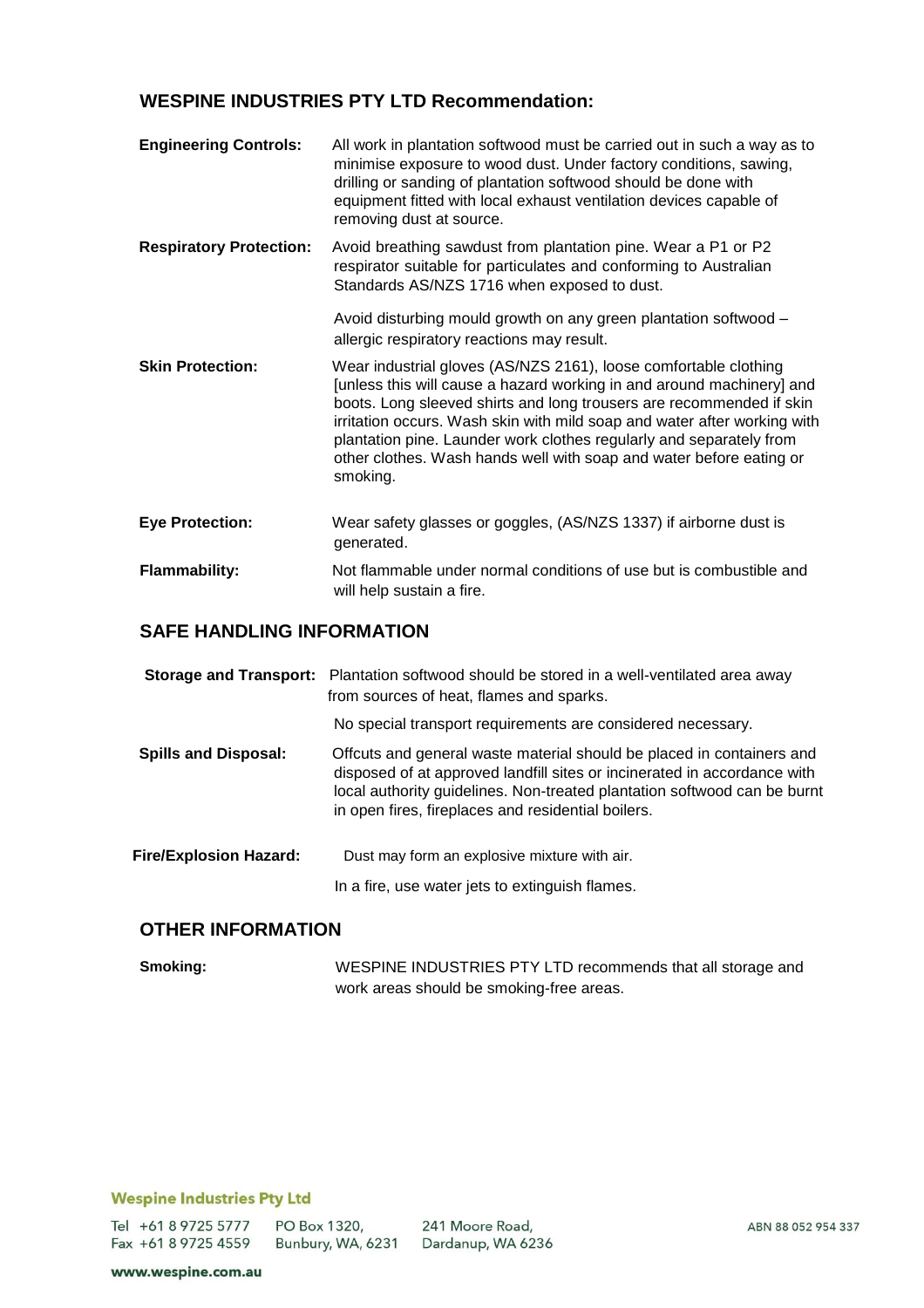## WESPINE INDUSTRIES PTY LTD Recommendation:

**Engineering Controls:** All work in plantation softwood must be carried out in such a way as to minimise exposure to wood dust. Under factory conditions, sawing, drilling or sanding of plantation softwood should be done with equipment fitted with local exhaust ventilation devices capable of removing dust at source.

**Respiratory Protection:** Avoid breathing sawdust from plantation pine. Wear a P1 or P2 respirator suitable for particulates and conforming to Australian Standards AS/NZS 1716 when exposed to dust.

Avoid disturbing mould growth on any green plantation softwood – allergic respiratory reactions may result.

**Skin Protection:** Wear industrial gloves (AS/NZS 2161), loose comfortable clothing [unless this will cause a hazard working in and around machinery] and boots. Long sleeved shirts and long trousers are recommended if skin irritation occurs. Wash skin with mild soap and water after working with plantation pine. Launder work clothes regularly and separately from other clothes. Wash hands well with soap and water before eating or smoking.

**Eye Protection:** Wear safety glasses or goggles, (AS/NZS 1337) if airborne dust is generated.

**Flammability:** Not flammable under normal conditions of use but is combustible and will help sustain a fire.

## SAFE HANDLING INFORMATION

**Storage and Transport:** Plantation softwood should be stored in a well-ventilated area away from sources of heat, flames and sparks.

No special transport requirements are considered necessary.

**Spills and Disposal:** Offcuts and general waste material should be placed in containers and disposed of at approved landfill sites or incinerated in accordance with local authority guidelines. Non-treated plantation softwood can be burnt in open fires, fireplaces and residential boilers.

**Fire/Explosion Hazard:** Dust may form an explosive mixture with air.

In a fire, use water jets to extinguish flames.

## OTHER INFORMATION

**Smoking:** WESPINE INDUSTRIES PTY LTD recommends that all storage and work areas should be smoking-free areas.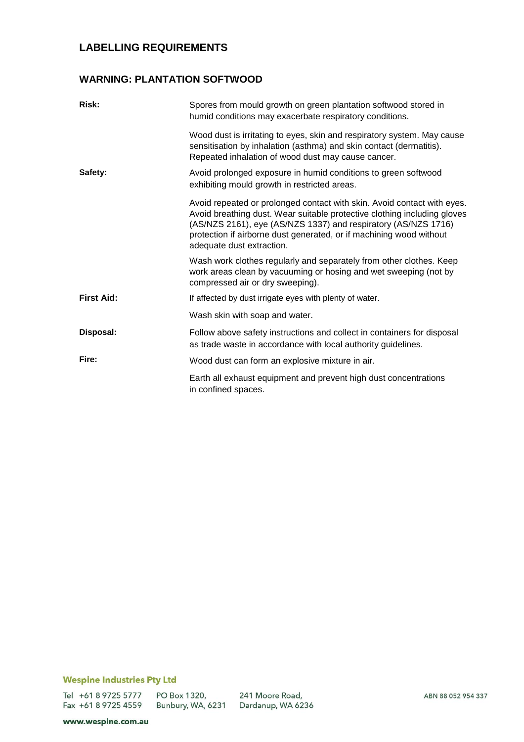## LABELLING REQUIREMENTS

### WARNING: PLANTATION SOFTWOOD

| | |
|---|---|
| **Risk:** | Spores from mould growth on green plantation softwood stored in humid conditions may exacerbate respiratory conditions. |
| | Wood dust is irritating to eyes, skin and respiratory system. May cause sensitisation by inhalation (asthma) and skin contact (dermatitis). Repeated inhalation of wood dust may cause cancer. |
| **Safety:** | Avoid prolonged exposure in humid conditions to green softwood exhibiting mould growth in restricted areas. |
| | Avoid repeated or prolonged contact with skin. Avoid contact with eyes. Avoid breathing dust. Wear suitable protective clothing including gloves (AS/NZS 2161), eye (AS/NZS 1337) and respiratory (AS/NZS 1716) protection if airborne dust generated, or if machining wood without adequate dust extraction. |
| | Wash work clothes regularly and separately from other clothes. Keep work areas clean by vacuuming or hosing and wet sweeping (not by compressed air or dry sweeping). |
| **First Aid:** | If affected by dust irrigate eyes with plenty of water. |
| | Wash skin with soap and water. |
| **Disposal:** | Follow above safety instructions and collect in containers for disposal as trade waste in accordance with local authority guidelines. |
| **Fire:** | Wood dust can form an explosive mixture in air. |
| | Earth all exhaust equipment and prevent high dust concentrations in confined spaces. |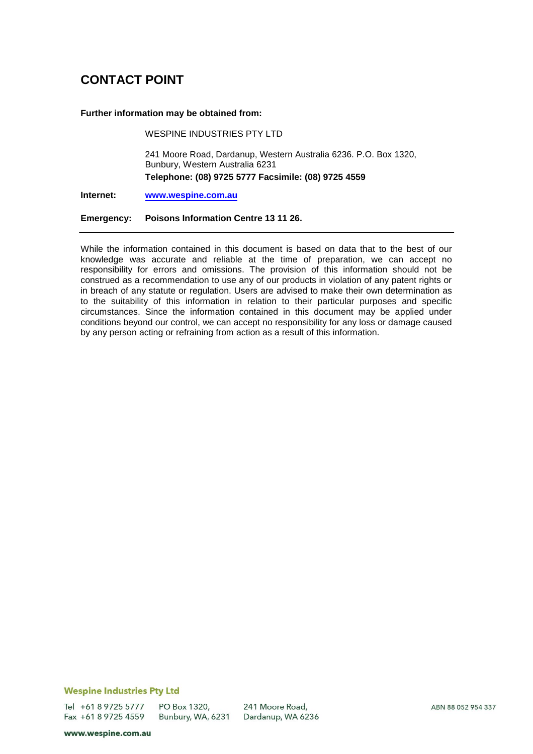## CONTACT POINT

**Further information may be obtained from:**

WESPINE INDUSTRIES PTY LTD

241 Moore Road, Dardanup, Western Australia 6236. P.O. Box 1320, Bunbury, Western Australia 6231

**Telephone: (08) 9725 5777 Facsimile: (08) 9725 4559**

**Internet:** **www.wespine.com.au**

**Emergency:** **Poisons Information Centre 13 11 26.**

---

While the information contained in this document is based on data that to the best of our knowledge was accurate and reliable at the time of preparation, we can accept no responsibility for errors and omissions. The provision of this information should not be construed as a recommendation to use any of our products in violation of any patent rights or in breach of any statute or regulation. Users are advised to make their own determination as to the suitability of this information in relation to their particular purposes and specific circumstances. Since the information contained in this document may be applied under conditions beyond our control, we can accept no responsibility for any loss or damage caused by any person acting or refraining from action as a result of this information.